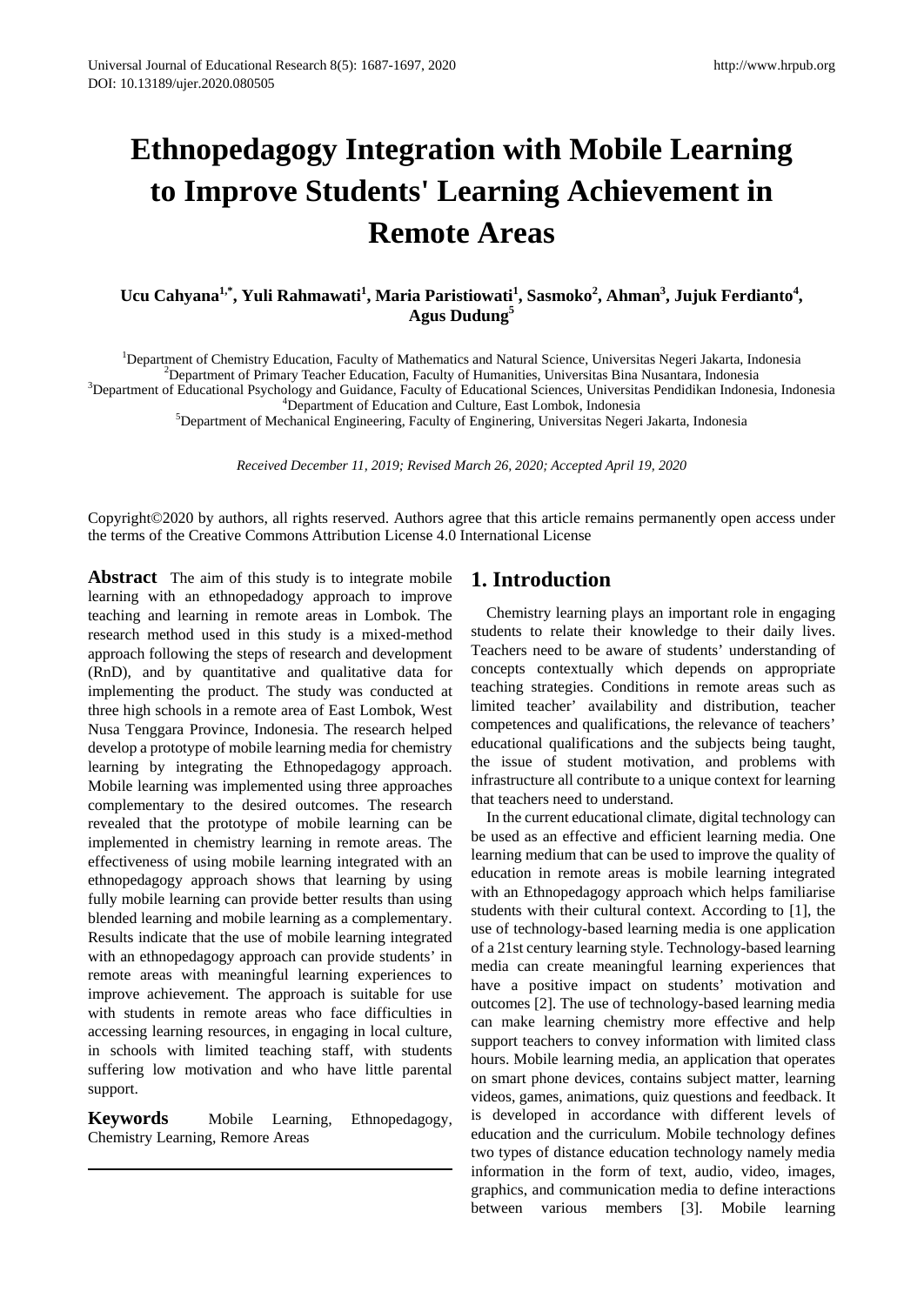# Ethnopedagogy Integration with Mobile Learning to Improve Students' Learning Achievement in Remote Areas

**Ucu Cahyana[1,*], Yuli Rahmawati[1], Maria Paristiowati[1], Sasmoko[2], Ahman[3], Jujuk Ferdianto[4], Agus Dudung[5]**

[1]Department of Chemistry Education, Faculty of Mathematics and Natural Science, Universitas Negeri Jakarta, Indonesia
[2]Department of Primary Teacher Education, Faculty of Humanities, Universitas Bina Nusantara, Indonesia
[3]Department of Educational Psychology and Guidance, Faculty of Educational Sciences, Universitas Pendidikan Indonesia, Indonesia
[4]Department of Education and Culture, East Lombok, Indonesia
[5]Department of Mechanical Engineering, Faculty of Enginering, Universitas Negeri Jakarta, Indonesia

*Received December 11, 2019; Revised March 26, 2020; Accepted April 19, 2020*

Copyright©2020 by authors, all rights reserved. Authors agree that this article remains permanently open access under the terms of the Creative Commons Attribution License 4.0 International License

**Abstract** The aim of this study is to integrate mobile learning with an ethnopedadogy approach to improve teaching and learning in remote areas in Lombok. The research method used in this study is a mixed-method approach following the steps of research and development (RnD), and by quantitative and qualitative data for implementing the product. The study was conducted at three high schools in a remote area of East Lombok, West Nusa Tenggara Province, Indonesia. The research helped develop a prototype of mobile learning media for chemistry learning by integrating the Ethnopedagogy approach. Mobile learning was implemented using three approaches complementary to the desired outcomes. The research revealed that the prototype of mobile learning can be implemented in chemistry learning in remote areas. The effectiveness of using mobile learning integrated with an ethnopedagogy approach shows that learning by using fully mobile learning can provide better results than using blended learning and mobile learning as a complementary. Results indicate that the use of mobile learning integrated with an ethnopedagogy approach can provide students' in remote areas with meaningful learning experiences to improve achievement. The approach is suitable for use with students in remote areas who face difficulties in accessing learning resources, in engaging in local culture, in schools with limited teaching staff, with students suffering low motivation and who have little parental support.

**Keywords** Mobile Learning, Ethnopedagogy, Chemistry Learning, Remore Areas

## 1. Introduction

Chemistry learning plays an important role in engaging students to relate their knowledge to their daily lives. Teachers need to be aware of students' understanding of concepts contextually which depends on appropriate teaching strategies. Conditions in remote areas such as limited teacher' availability and distribution, teacher competences and qualifications, the relevance of teachers' educational qualifications and the subjects being taught, the issue of student motivation, and problems with infrastructure all contribute to a unique context for learning that teachers need to understand.

In the current educational climate, digital technology can be used as an effective and efficient learning media. One learning medium that can be used to improve the quality of education in remote areas is mobile learning integrated with an Ethnopedagogy approach which helps familiarise students with their cultural context. According to [1], the use of technology-based learning media is one application of a 21st century learning style. Technology-based learning media can create meaningful learning experiences that have a positive impact on students' motivation and outcomes [2]. The use of technology-based learning media can make learning chemistry more effective and help support teachers to convey information with limited class hours. Mobile learning media, an application that operates on smart phone devices, contains subject matter, learning videos, games, animations, quiz questions and feedback. It is developed in accordance with different levels of education and the curriculum. Mobile technology defines two types of distance education technology namely media information in the form of text, audio, video, images, graphics, and communication media to define interactions between various members [3]. Mobile learning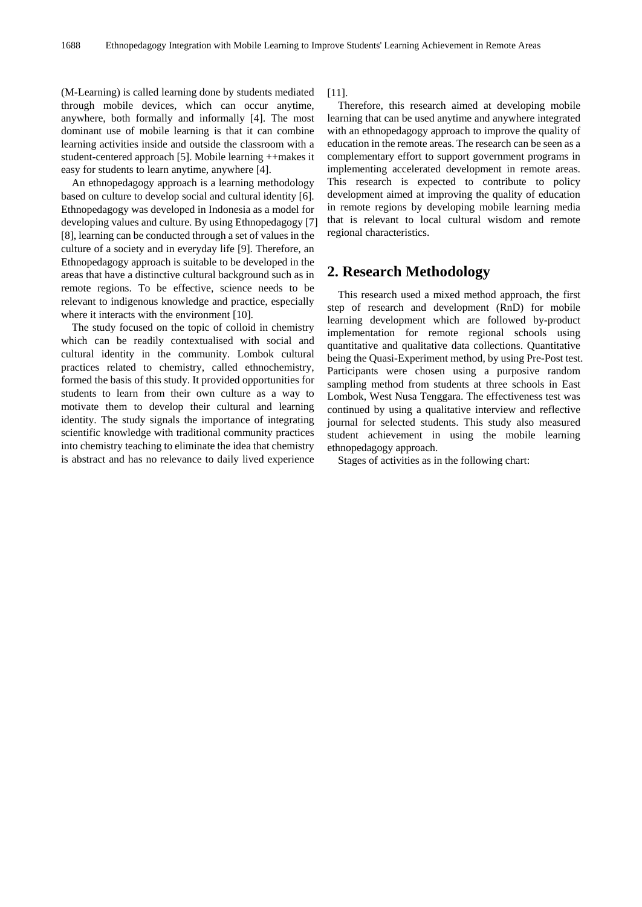(M-Learning) is called learning done by students mediated through mobile devices, which can occur anytime, anywhere, both formally and informally [4]. The most dominant use of mobile learning is that it can combine learning activities inside and outside the classroom with a student-centered approach [5]. Mobile learning ++makes it easy for students to learn anytime, anywhere [4].

An ethnopedagogy approach is a learning methodology based on culture to develop social and cultural identity [6]. Ethnopedagogy was developed in Indonesia as a model for developing values and culture. By using Ethnopedagogy [7] [8], learning can be conducted through a set of values in the culture of a society and in everyday life [9]. Therefore, an Ethnopedagogy approach is suitable to be developed in the areas that have a distinctive cultural background such as in remote regions. To be effective, science needs to be relevant to indigenous knowledge and practice, especially where it interacts with the environment [10].

The study focused on the topic of colloid in chemistry which can be readily contextualised with social and cultural identity in the community. Lombok cultural practices related to chemistry, called ethnochemistry, formed the basis of this study. It provided opportunities for students to learn from their own culture as a way to motivate them to develop their cultural and learning identity. The study signals the importance of integrating scientific knowledge with traditional community practices into chemistry teaching to eliminate the idea that chemistry is abstract and has no relevance to daily lived experience [11].

Therefore, this research aimed at developing mobile learning that can be used anytime and anywhere integrated with an ethnopedagogy approach to improve the quality of education in the remote areas. The research can be seen as a complementary effort to support government programs in implementing accelerated development in remote areas. This research is expected to contribute to policy development aimed at improving the quality of education in remote regions by developing mobile learning media that is relevant to local cultural wisdom and remote regional characteristics.

## 2. Research Methodology

This research used a mixed method approach, the first step of research and development (RnD) for mobile learning development which are followed by-product implementation for remote regional schools using quantitative and qualitative data collections. Quantitative being the Quasi-Experiment method, by using Pre-Post test. Participants were chosen using a purposive random sampling method from students at three schools in East Lombok, West Nusa Tenggara. The effectiveness test was continued by using a qualitative interview and reflective journal for selected students. This study also measured student achievement in using the mobile learning ethnopedagogy approach.

Stages of activities as in the following chart: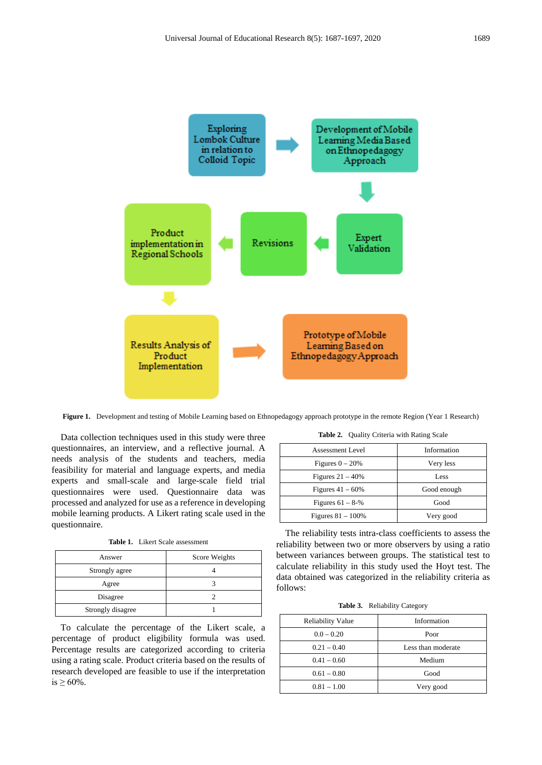Figure 1. Development and testing of Mobile Learning based on Ethnopedagogy approach prototype in the remote Region (Year 1 Research)

Data collection techniques used in this study were three questionnaires, an interview, and a reflective journal. A needs analysis of the students and teachers, media feasibility for material and language experts, and media experts and small-scale and large-scale field trial questionnaires were used. Questionnaire data was processed and analyzed for use as a reference in developing mobile learning products. A Likert rating scale used in the questionnaire.

**Table 1.** Likert Scale assessment

| Answer | Score Weights |
|---|---|
| Strongly agree | 4 |
| Agree | 3 |
| Disagree | 2 |
| Strongly disagree | 1 |

To calculate the percentage of the Likert scale, a percentage of product eligibility formula was used. Percentage results are categorized according to criteria using a rating scale. Product criteria based on the results of research developed are feasible to use if the interpretation is ≥ 60%.

**Table 2.** Quality Criteria with Rating Scale

| Assessment Level | Information |
|---|---|
| Figures 0 – 20% | Very less |
| Figures 21 – 40% | Less |
| Figures 41 – 60% | Good enough |
| Figures 61 – 8-% | Good |
| Figures 81 – 100% | Very good |

The reliability tests intra-class coefficients to assess the reliability between two or more observers by using a ratio between variances between groups. The statistical test to calculate reliability in this study used the Hoyt test. The data obtained was categorized in the reliability criteria as follows:

**Table 3.** Reliability Category

| Reliability Value | Information |
|---|---|
| 0.0 – 0.20 | Poor |
| 0.21 – 0.40 | Less than moderate |
| 0.41 – 0.60 | Medium |
| 0.61 – 0.80 | Good |
| 0.81 – 1.00 | Very good |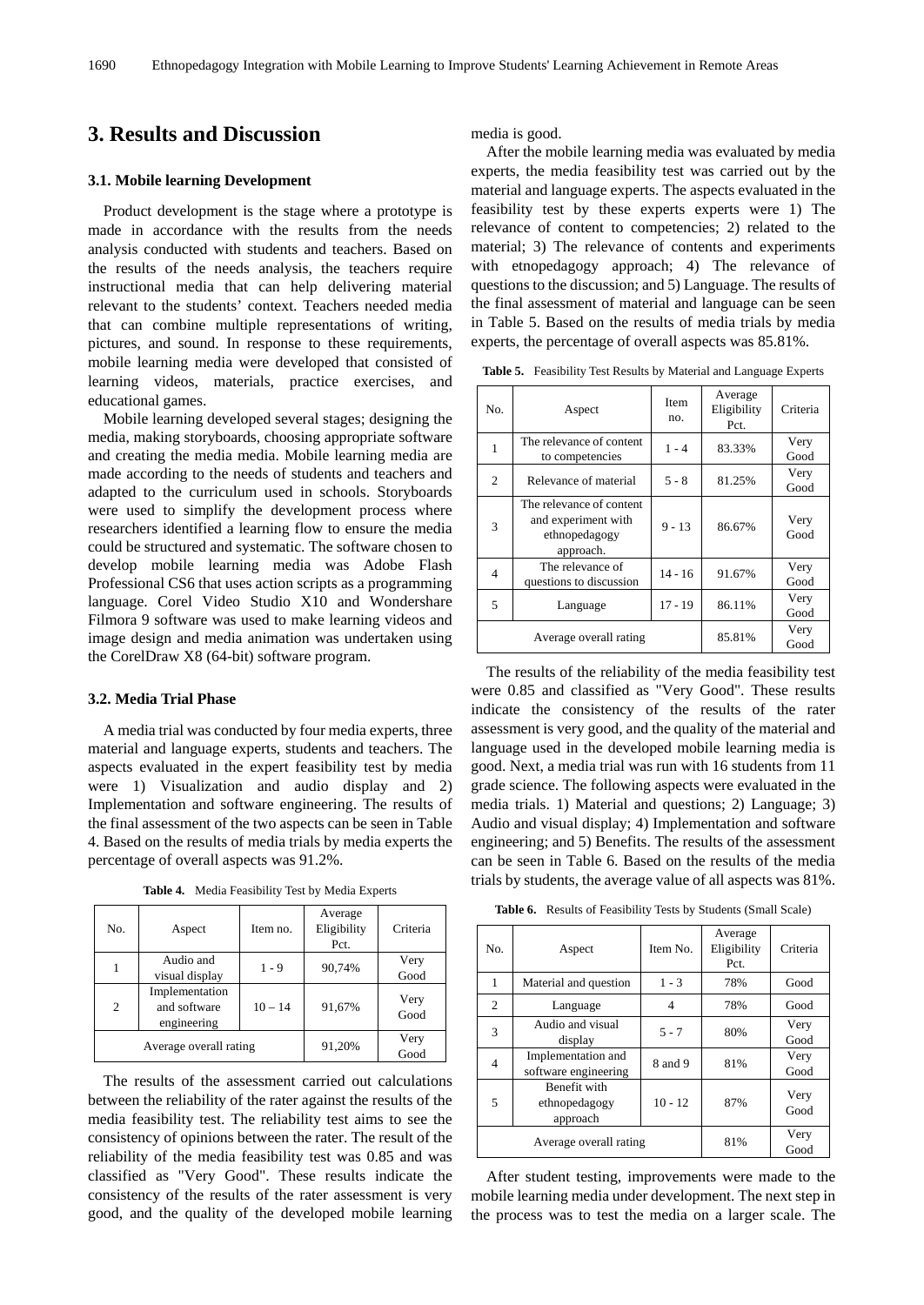## 3. Results and Discussion

### 3.1. Mobile learning Development

Product development is the stage where a prototype is made in accordance with the results from the needs analysis conducted with students and teachers. Based on the results of the needs analysis, the teachers require instructional media that can help delivering material relevant to the students' context. Teachers needed media that can combine multiple representations of writing, pictures, and sound. In response to these requirements, mobile learning media were developed that consisted of learning videos, materials, practice exercises, and educational games.

Mobile learning developed several stages; designing the media, making storyboards, choosing appropriate software and creating the media media. Mobile learning media are made according to the needs of students and teachers and adapted to the curriculum used in schools. Storyboards were used to simplify the development process where researchers identified a learning flow to ensure the media could be structured and systematic. The software chosen to develop mobile learning media was Adobe Flash Professional CS6 that uses action scripts as a programming language. Corel Video Studio X10 and Wondershare Filmora 9 software was used to make learning videos and image design and media animation was undertaken using the CorelDraw X8 (64-bit) software program.

### 3.2. Media Trial Phase

A media trial was conducted by four media experts, three material and language experts, students and teachers. The aspects evaluated in the expert feasibility test by media were 1) Visualization and audio display and 2) Implementation and software engineering. The results of the final assessment of the two aspects can be seen in Table 4. Based on the results of media trials by media experts the percentage of overall aspects was 91.2%.

**Table 4.** Media Feasibility Test by Media Experts

| No. | Aspect | Item no. | Average Eligibility Pct. | Criteria |
|---|---|---|---|---|
| 1 | Audio and visual display | 1 - 9 | 90,74% | Very Good |
| 2 | Implementation and software engineering | 10 – 14 | 91,67% | Very Good |
| Average overall rating | | | 91,20% | Very Good |

The results of the assessment carried out calculations between the reliability of the rater against the results of the media feasibility test. The reliability test aims to see the consistency of opinions between the rater. The result of the reliability of the media feasibility test was 0.85 and was classified as "Very Good". These results indicate the consistency of the results of the rater assessment is very good, and the quality of the developed mobile learning media is good.

After the mobile learning media was evaluated by media experts, the media feasibility test was carried out by the material and language experts. The aspects evaluated in the feasibility test by these experts experts were 1) The relevance of content to competencies; 2) related to the material; 3) The relevance of contents and experiments with etnopedagogy approach; 4) The relevance of questions to the discussion; and 5) Language. The results of the final assessment of material and language can be seen in Table 5. Based on the results of media trials by media experts, the percentage of overall aspects was 85.81%.

**Table 5.** Feasibility Test Results by Material and Language Experts

| No. | Aspect | Item no. | Average Eligibility Pct. | Criteria |
|---|---|---|---|---|
| 1 | The relevance of content to competencies | 1 - 4 | 83.33% | Very Good |
| 2 | Relevance of material | 5 - 8 | 81.25% | Very Good |
| 3 | The relevance of content and experiment with ethnopedagogy approach. | 9 - 13 | 86.67% | Very Good |
| 4 | The relevance of questions to discussion | 14 - 16 | 91.67% | Very Good |
| 5 | Language | 17 - 19 | 86.11% | Very Good |
| Average overall rating | | | 85.81% | Very Good |

The results of the reliability of the media feasibility test were 0.85 and classified as "Very Good". These results indicate the consistency of the results of the rater assessment is very good, and the quality of the material and language used in the developed mobile learning media is good. Next, a media trial was run with 16 students from 11 grade science. The following aspects were evaluated in the media trials. 1) Material and questions; 2) Language; 3) Audio and visual display; 4) Implementation and software engineering; and 5) Benefits. The results of the assessment can be seen in Table 6. Based on the results of the media trials by students, the average value of all aspects was 81%.

**Table 6.** Results of Feasibility Tests by Students (Small Scale)

| No. | Aspect | Item No. | Average Eligibility Pct. | Criteria |
|---|---|---|---|---|
| 1 | Material and question | 1 - 3 | 78% | Good |
| 2 | Language | 4 | 78% | Good |
| 3 | Audio and visual display | 5 - 7 | 80% | Very Good |
| 4 | Implementation and software engineering | 8 and 9 | 81% | Very Good |
| 5 | Benefit with ethnopedagogy approach | 10 - 12 | 87% | Very Good |
| Average overall rating | | | 81% | Very Good |

After student testing, improvements were made to the mobile learning media under development. The next step in the process was to test the media on a larger scale. The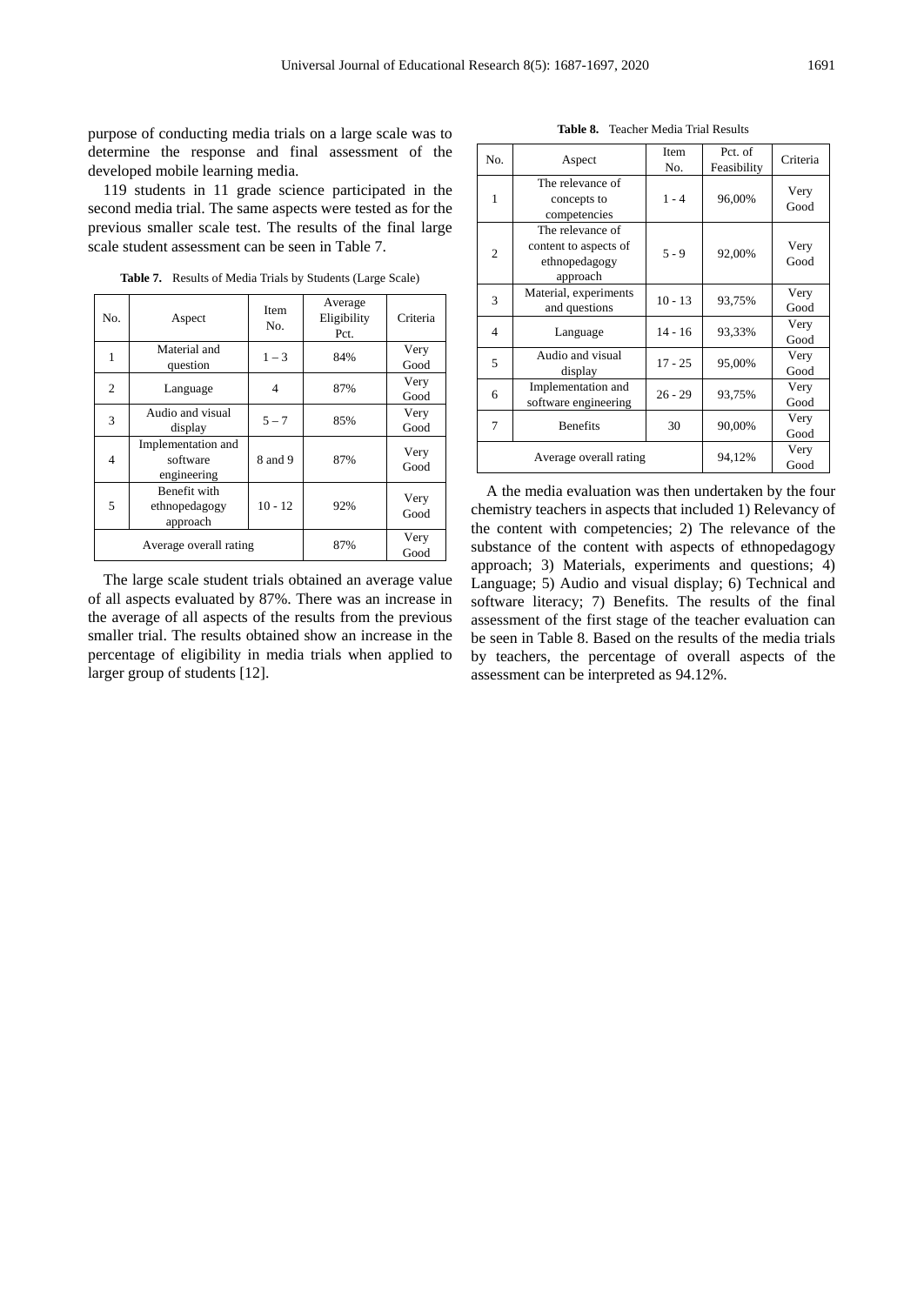purpose of conducting media trials on a large scale was to determine the response and final assessment of the developed mobile learning media.

119 students in 11 grade science participated in the second media trial. The same aspects were tested as for the previous smaller scale test. The results of the final large scale student assessment can be seen in Table 7.

**Table 7.** Results of Media Trials by Students (Large Scale)

| No. | Aspect | Item No. | Average Eligibility Pct. | Criteria |
|---|---|---|---|---|
| 1 | Material and question | 1 – 3 | 84% | Very Good |
| 2 | Language | 4 | 87% | Very Good |
| 3 | Audio and visual display | 5 – 7 | 85% | Very Good |
| 4 | Implementation and software engineering | 8 and 9 | 87% | Very Good |
| 5 | Benefit with ethnopedagogy approach | 10 - 12 | 92% | Very Good |
| Average overall rating | | | 87% | Very Good |

The large scale student trials obtained an average value of all aspects evaluated by 87%. There was an increase in the average of all aspects of the results from the previous smaller trial. The results obtained show an increase in the percentage of eligibility in media trials when applied to larger group of students [12].

**Table 8.** Teacher Media Trial Results

| No. | Aspect | Item No. | Pct. of Feasibility | Criteria |
|---|---|---|---|---|
| 1 | The relevance of concepts to competencies | 1 - 4 | 96,00% | Very Good |
| 2 | The relevance of content to aspects of ethnopedagogy approach | 5 - 9 | 92,00% | Very Good |
| 3 | Material, experiments and questions | 10 - 13 | 93,75% | Very Good |
| 4 | Language | 14 - 16 | 93,33% | Very Good |
| 5 | Audio and visual display | 17 - 25 | 95,00% | Very Good |
| 6 | Implementation and software engineering | 26 - 29 | 93,75% | Very Good |
| 7 | Benefits | 30 | 90,00% | Very Good |
| Average overall rating | | | 94,12% | Very Good |

A the media evaluation was then undertaken by the four chemistry teachers in aspects that included 1) Relevancy of the content with competencies; 2) The relevance of the substance of the content with aspects of ethnopedagogy approach; 3) Materials, experiments and questions; 4) Language; 5) Audio and visual display; 6) Technical and software literacy; 7) Benefits. The results of the final assessment of the first stage of the teacher evaluation can be seen in Table 8. Based on the results of the media trials by teachers, the percentage of overall aspects of the assessment can be interpreted as 94.12%.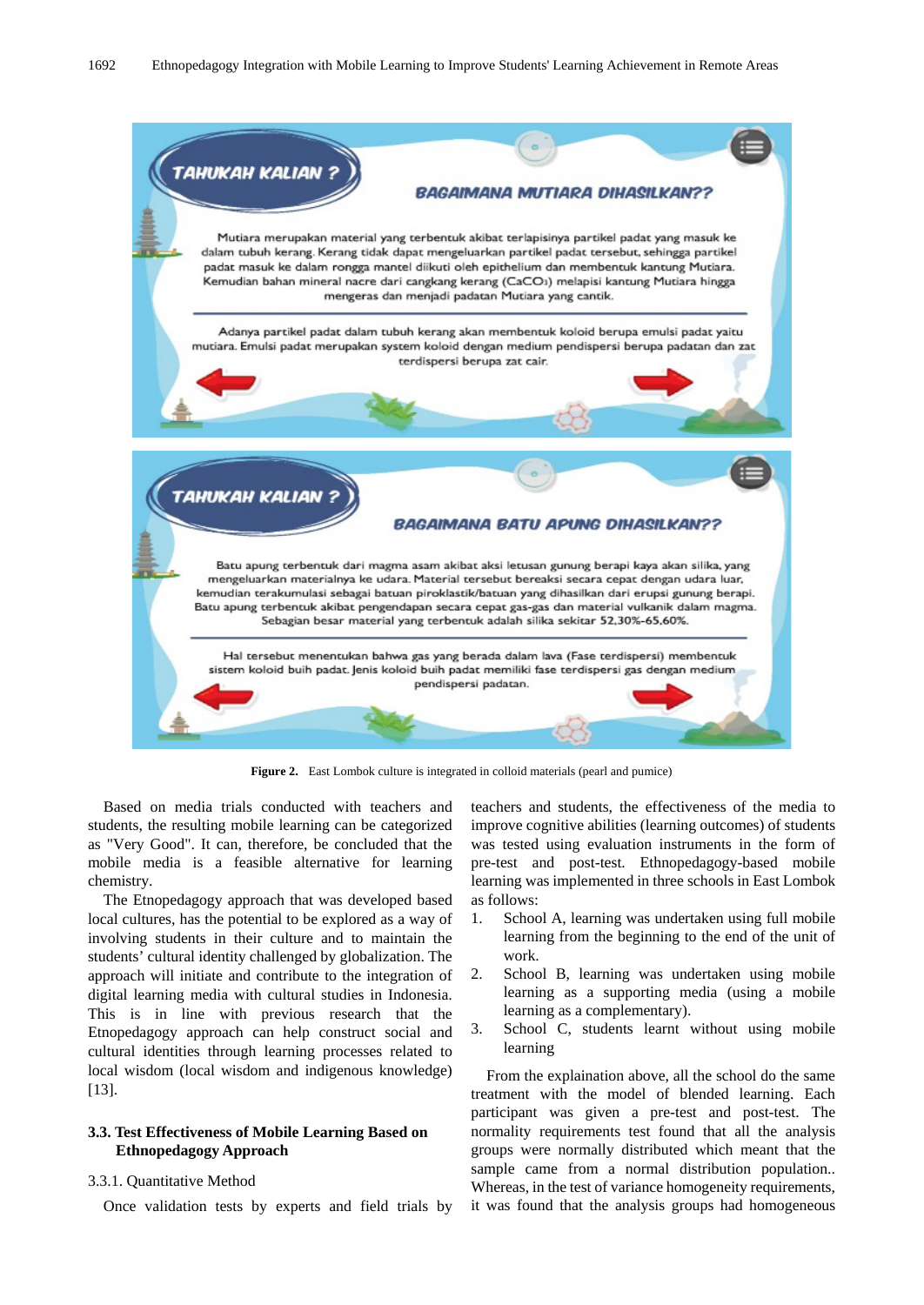TAHUKAH KALIAN ?

BAGAIMANA MUTIARA DIHASILKAN??

Mutiara merupakan material yang terbentuk akibat terlapisinya partikel padat yang masuk ke dalam tubuh kerang. Kerang tidak dapat mengeluarkan partikel padat tersebut, sehingga partikel padat masuk ke dalam rongga mantel diikuti oleh epithelium dan membentuk kantung Mutiara. Kemudian bahan mineral nacre dari cangkang kerang ($CaCO_3$) melapisi kantung Mutiara hingga mengeras dan menjadi padatan Mutiara yang cantik.

Adanya partikel padat dalam tubuh kerang akan membentuk koloid berupa emulsi padat yaitu mutiara. Emulsi padat merupakan system koloid dengan medium pendispersi berupa padatan dan zat terdispersi berupa zat cair.

TAHUKAH KALIAN ?

BAGAIMANA BATU APUNG DIHASILKAN??

Batu apung terbentuk dari magma asam akibat aksi letusan gunung berapi kaya akan silika, yang mengeluarkan materialnya ke udara. Material tersebut bereaksi secara cepat dengan udara luar, kemudian terakumulasi sebagai batuan piroklastik/batuan yang dihasilkan dari erupsi gunung berapi. Batu apung terbentuk akibat pengendapan secara cepat gas-gas dan material vulkanik dalam magma. Sebagian besar material yang terbentuk adalah silika sekitar 52,30%-65,60%.

Hal tersebut menentukan bahwa gas yang berada dalam lava (Fase terdispersi) membentuk sistem koloid buih padat. Jenis koloid buih padat memiliki fase terdispersi gas dengan medium pendispersi padatan.

**Figure 2.** East Lombok culture is integrated in colloid materials (pearl and pumice)

Based on media trials conducted with teachers and students, the resulting mobile learning can be categorized as "Very Good". It can, therefore, be concluded that the mobile media is a feasible alternative for learning chemistry.

The Etnopedagogy approach that was developed based local cultures, has the potential to be explored as a way of involving students in their culture and to maintain the students' cultural identity challenged by globalization. The approach will initiate and contribute to the integration of digital learning media with cultural studies in Indonesia. This is in line with previous research that the Etnopedagogy approach can help construct social and cultural identities through learning processes related to local wisdom (local wisdom and indigenous knowledge) [13].

### 3.3. Test Effectiveness of Mobile Learning Based on Ethnopedagogy Approach

#### 3.3.1. Quantitative Method

Once validation tests by experts and field trials by teachers and students, the effectiveness of the media to improve cognitive abilities (learning outcomes) of students was tested using evaluation instruments in the form of pre-test and post-test. Ethnopedagogy-based mobile learning was implemented in three schools in East Lombok as follows:

1. School A, learning was undertaken using full mobile learning from the beginning to the end of the unit of work.
2. School B, learning was undertaken using mobile learning as a supporting media (using a mobile learning as a complementary).
3. School C, students learnt without using mobile learning

From the explaination above, all the school do the same treatment with the model of blended learning. Each participant was given a pre-test and post-test. The normality requirements test found that all the analysis groups were normally distributed which meant that the sample came from a normal distribution population.. Whereas, in the test of variance homogeneity requirements, it was found that the analysis groups had homogeneous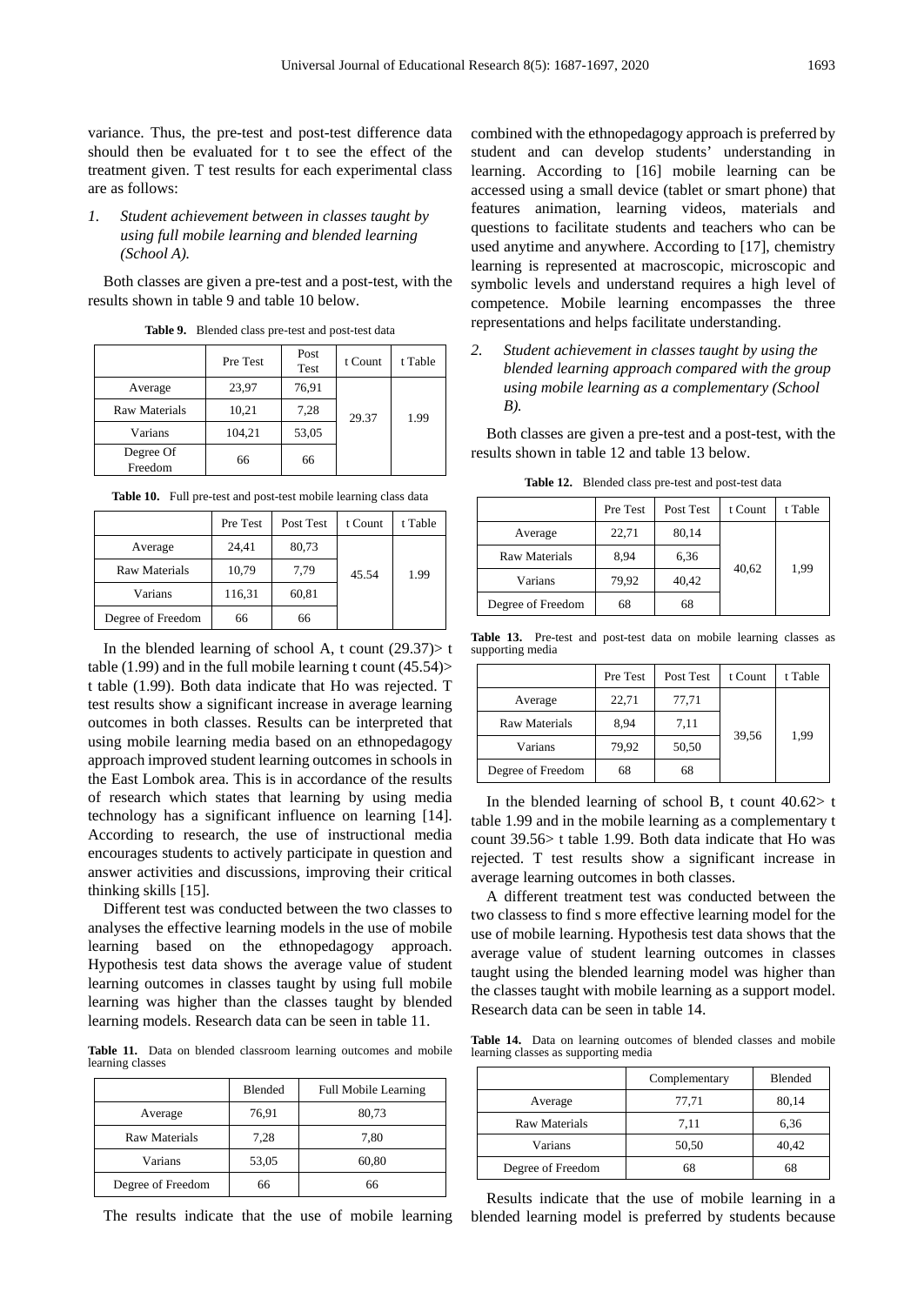variance. Thus, the pre-test and post-test difference data should then be evaluated for t to see the effect of the treatment given. T test results for each experimental class are as follows:

1. *Student achievement between in classes taught by using full mobile learning and blended learning (School A).*

Both classes are given a pre-test and a post-test, with the results shown in table 9 and table 10 below.

**Table 9.** Blended class pre-test and post-test data

| | Pre Test | Post Test | t Count | t Table |
|---|---|---|---|---|
| Average | 23,97 | 76,91 | 29.37 | 1.99 |
| Raw Materials | 10,21 | 7,28 | | |
| Varians | 104,21 | 53,05 | | |
| Degree Of Freedom | 66 | 66 | | |

**Table 10.** Full pre-test and post-test mobile learning class data

| | Pre Test | Post Test | t Count | t Table |
|---|---|---|---|---|
| Average | 24,41 | 80,73 | 45.54 | 1.99 |
| Raw Materials | 10,79 | 7,79 | | |
| Varians | 116,31 | 60,81 | | |
| Degree of Freedom | 66 | 66 | | |

In the blended learning of school A, t count (29.37)> t table (1.99) and in the full mobile learning t count (45.54)> t table (1.99). Both data indicate that Ho was rejected. T test results show a significant increase in average learning outcomes in both classes. Results can be interpreted that using mobile learning media based on an ethnopedagogy approach improved student learning outcomes in schools in the East Lombok area. This is in accordance of the results of research which states that learning by using media technology has a significant influence on learning [14]. According to research, the use of instructional media encourages students to actively participate in question and answer activities and discussions, improving their critical thinking skills [15].

Different test was conducted between the two classes to analyses the effective learning models in the use of mobile learning based on the ethnopedagogy approach. Hypothesis test data shows the average value of student learning outcomes in classes taught by using full mobile learning was higher than the classes taught by blended learning models. Research data can be seen in table 11.

**Table 11.** Data on blended classroom learning outcomes and mobile learning classes

| | Blended | Full Mobile Learning |
|---|---|---|
| Average | 76,91 | 80,73 |
| Raw Materials | 7,28 | 7,80 |
| Varians | 53,05 | 60,80 |
| Degree of Freedom | 66 | 66 |

The results indicate that the use of mobile learning combined with the ethnopedagogy approach is preferred by student and can develop students' understanding in learning. According to [16] mobile learning can be accessed using a small device (tablet or smart phone) that features animation, learning videos, materials and questions to facilitate students and teachers who can be used anytime and anywhere. According to [17], chemistry learning is represented at macroscopic, microscopic and symbolic levels and understand requires a high level of competence. Mobile learning encompasses the three representations and helps facilitate understanding.

2. *Student achievement in classes taught by using the blended learning approach compared with the group using mobile learning as a complementary (School B).*

Both classes are given a pre-test and a post-test, with the results shown in table 12 and table 13 below.

**Table 12.** Blended class pre-test and post-test data

| | Pre Test | Post Test | t Count | t Table |
|---|---|---|---|---|
| Average | 22,71 | 80,14 | 40,62 | 1,99 |
| Raw Materials | 8,94 | 6,36 | | |
| Varians | 79,92 | 40,42 | | |
| Degree of Freedom | 68 | 68 | | |

**Table 13.** Pre-test and post-test data on mobile learning classes as supporting media

| | Pre Test | Post Test | t Count | t Table |
|---|---|---|---|---|
| Average | 22,71 | 77,71 | 39,56 | 1,99 |
| Raw Materials | 8,94 | 7,11 | | |
| Varians | 79,92 | 50,50 | | |
| Degree of Freedom | 68 | 68 | | |

In the blended learning of school B, t count 40.62> t table 1.99 and in the mobile learning as a complementary t count 39.56> t table 1.99. Both data indicate that Ho was rejected. T test results show a significant increase in average learning outcomes in both classes.

A different treatment test was conducted between the two classess to find s more effective learning model for the use of mobile learning. Hypothesis test data shows that the average value of student learning outcomes in classes taught using the blended learning model was higher than the classes taught with mobile learning as a support model. Research data can be seen in table 14.

**Table 14.** Data on learning outcomes of blended classes and mobile learning classes as supporting media

| | Complementary | Blended |
|---|---|---|
| Average | 77,71 | 80,14 |
| Raw Materials | 7,11 | 6,36 |
| Varians | 50,50 | 40,42 |
| Degree of Freedom | 68 | 68 |

Results indicate that the use of mobile learning in a blended learning model is preferred by students because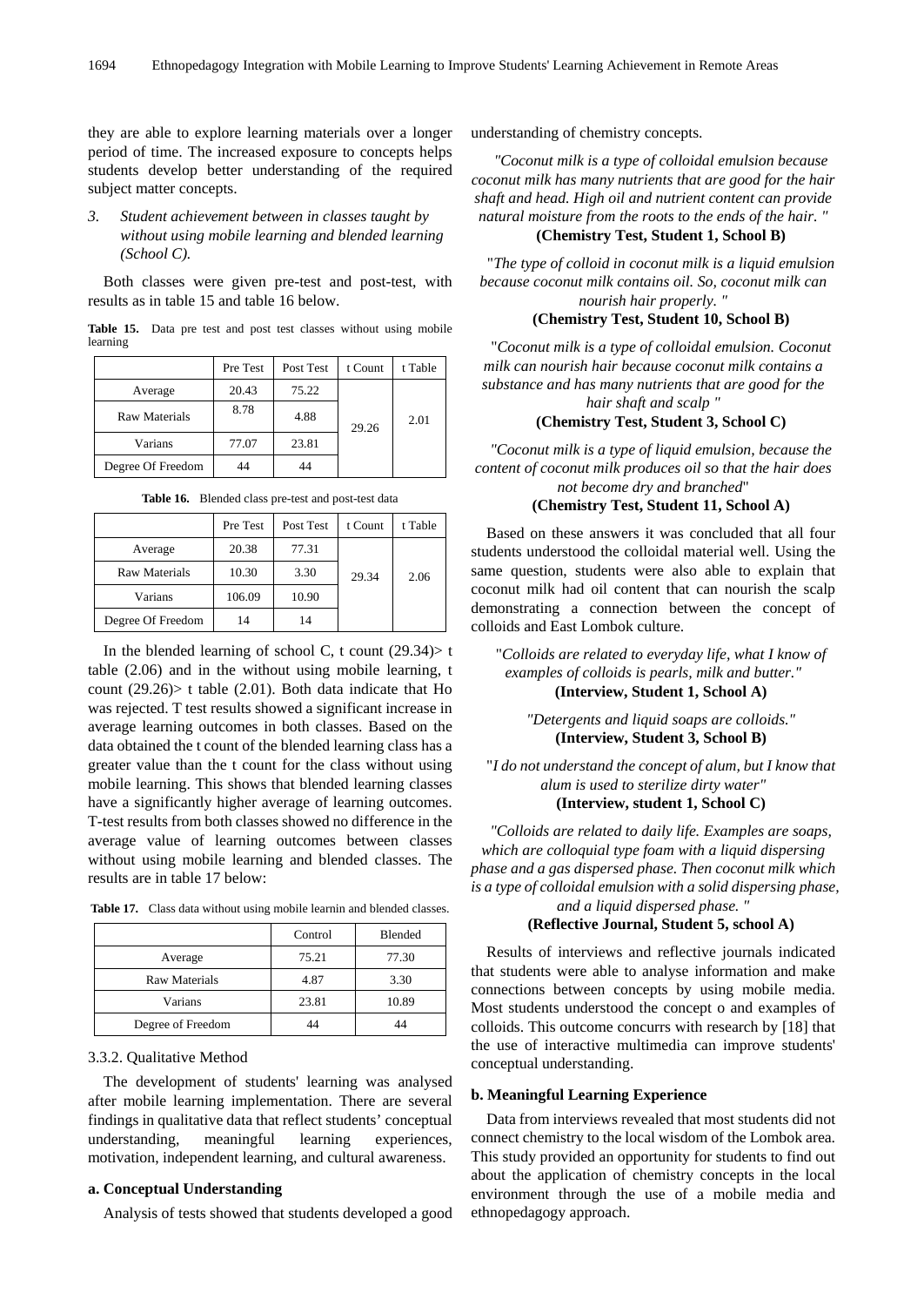they are able to explore learning materials over a longer period of time. The increased exposure to concepts helps students develop better understanding of the required subject matter concepts.

3. *Student achievement between in classes taught by without using mobile learning and blended learning (School C).*

Both classes were given pre-test and post-test, with results as in table 15 and table 16 below.

**Table 15.** Data pre test and post test classes without using mobile learning

| | Pre Test | Post Test | t Count | t Table |
|---|---|---|---|---|
| Average | 20.43 | 75.22 | 29.26 | 2.01 |
| Raw Materials | 8.78 | 4.88 | | |
| Varians | 77.07 | 23.81 | | |
| Degree Of Freedom | 44 | 44 | | |

**Table 16.** Blended class pre-test and post-test data

| | Pre Test | Post Test | t Count | t Table |
|---|---|---|---|---|
| Average | 20.38 | 77.31 | 29.34 | 2.06 |
| Raw Materials | 10.30 | 3.30 | | |
| Varians | 106.09 | 10.90 | | |
| Degree Of Freedom | 14 | 14 | | |

In the blended learning of school C, t count (29.34)> t table (2.06) and in the without using mobile learning, t count (29.26)> t table (2.01). Both data indicate that Ho was rejected. T test results showed a significant increase in average learning outcomes in both classes. Based on the data obtained the t count of the blended learning class has a greater value than the t count for the class without using mobile learning. This shows that blended learning classes have a significantly higher average of learning outcomes. T-test results from both classes showed no difference in the average value of learning outcomes between classes without using mobile learning and blended classes. The results are in table 17 below:

**Table 17.** Class data without using mobile learnin and blended classes.

| | Control | Blended |
|---|---|---|
| Average | 75.21 | 77.30 |
| Raw Materials | 4.87 | 3.30 |
| Varians | 23.81 | 10.89 |
| Degree of Freedom | 44 | 44 |

3.3.2. Qualitative Method

The development of students' learning was analysed after mobile learning implementation. There are several findings in qualitative data that reflect students' conceptual understanding, meaningful learning experiences, motivation, independent learning, and cultural awareness.

**a. Conceptual Understanding**

Analysis of tests showed that students developed a good understanding of chemistry concepts.

*"Coconut milk is a type of colloidal emulsion because coconut milk has many nutrients that are good for the hair shaft and head. High oil and nutrient content can provide natural moisture from the roots to the ends of the hair. "*
**(Chemistry Test, Student 1, School B)**

"*The type of colloid in coconut milk is a liquid emulsion because coconut milk contains oil. So, coconut milk can nourish hair properly. "*
**(Chemistry Test, Student 10, School B)**

"*Coconut milk is a type of colloidal emulsion. Coconut milk can nourish hair because coconut milk contains a substance and has many nutrients that are good for the hair shaft and scalp "*
**(Chemistry Test, Student 3, School C)**

*"Coconut milk is a type of liquid emulsion, because the content of coconut milk produces oil so that the hair does not become dry and branched*"
**(Chemistry Test, Student 11, School A)**

Based on these answers it was concluded that all four students understood the colloidal material well. Using the same question, students were also able to explain that coconut milk had oil content that can nourish the scalp demonstrating a connection between the concept of colloids and East Lombok culture.

"*Colloids are related to everyday life, what I know of examples of colloids is pearls, milk and butter."*
**(Interview, Student 1, School A)**

*"Detergents and liquid soaps are colloids."*
**(Interview, Student 3, School B)**

"*I do not understand the concept of alum, but I know that alum is used to sterilize dirty water"*
**(Interview, student 1, School C)**

*"Colloids are related to daily life. Examples are soaps, which are colloquial type foam with a liquid dispersing phase and a gas dispersed phase. Then coconut milk which is a type of colloidal emulsion with a solid dispersing phase, and a liquid dispersed phase. "*
**(Reflective Journal, Student 5, school A)**

Results of interviews and reflective journals indicated that students were able to analyse information and make connections between concepts by using mobile media. Most students understood the concept o and examples of colloids. This outcome concurrs with research by [18] that the use of interactive multimedia can improve students' conceptual understanding.

**b. Meaningful Learning Experience**

Data from interviews revealed that most students did not connect chemistry to the local wisdom of the Lombok area. This study provided an opportunity for students to find out about the application of chemistry concepts in the local environment through the use of a mobile media and ethnopedagogy approach.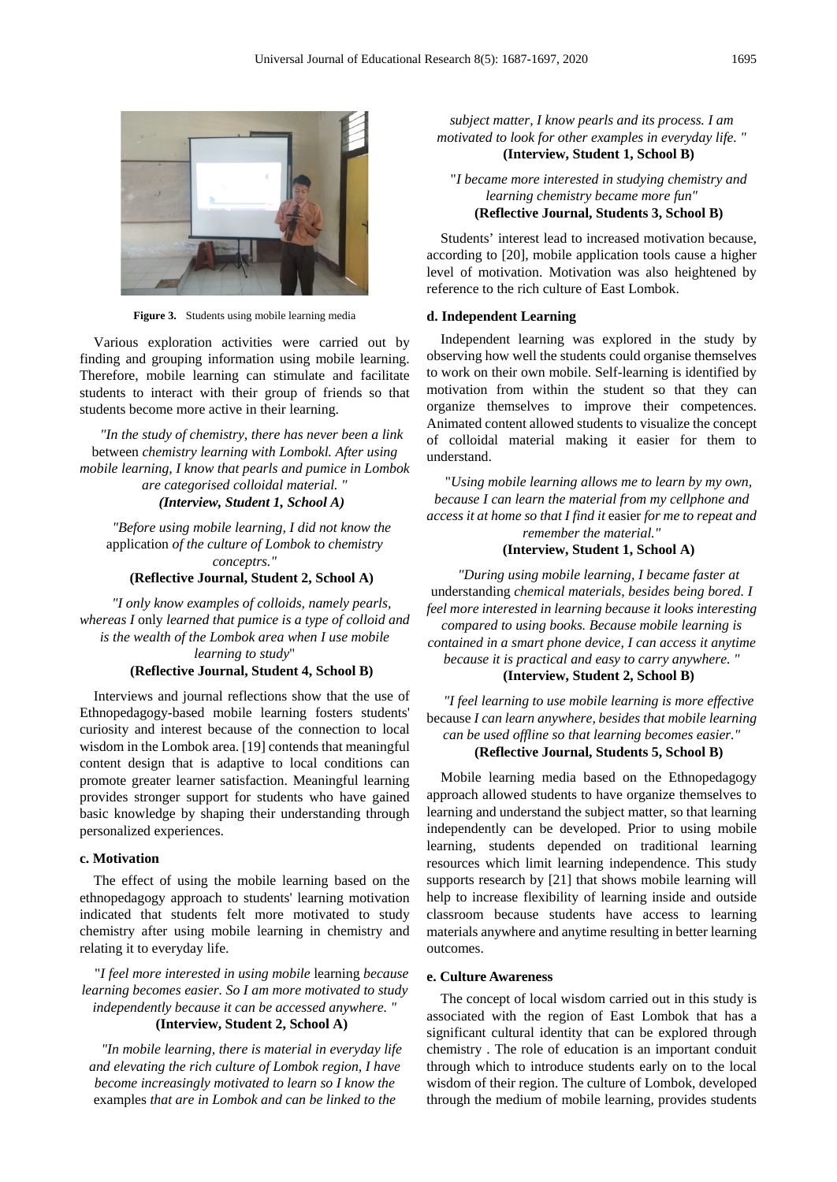Figure 3. Students using mobile learning media

Various exploration activities were carried out by finding and grouping information using mobile learning. Therefore, mobile learning can stimulate and facilitate students to interact with their group of friends so that students become more active in their learning.

> *"In the study of chemistry, there has never been a link* between *chemistry learning with Lombokl. After using mobile learning, I know that pearls and pumice in Lombok are categorised colloidal material. "*
> ***(Interview, Student 1, School A)***

> *"Before using mobile learning, I did not know the* application *of the culture of Lombok to chemistry conceptrs."*
> **(Reflective Journal, Student 2, School A)**

> *"I only know examples of colloids, namely pearls, whereas I* only *learned that pumice is a type of colloid and is the wealth of the Lombok area when I use mobile learning to study*"
> **(Reflective Journal, Student 4, School B)**

Interviews and journal reflections show that the use of Ethnopedagogy-based mobile learning fosters students' curiosity and interest because of the connection to local wisdom in the Lombok area. [19] contends that meaningful content design that is adaptive to local conditions can promote greater learner satisfaction. Meaningful learning provides stronger support for students who have gained basic knowledge by shaping their understanding through personalized experiences.

#### c. Motivation

The effect of using the mobile learning based on the ethnopedagogy approach to students' learning motivation indicated that students felt more motivated to study chemistry after using mobile learning in chemistry and relating it to everyday life.

> "*I feel more interested in using mobile* learning *because learning becomes easier. So I am more motivated to study independently because it can be accessed anywhere. "*
> **(Interview, Student 2, School A)**

> *"In mobile learning, there is material in everyday life and elevating the rich culture of Lombok region, I have become increasingly motivated to learn so I know the* examples *that are in Lombok and can be linked to the subject matter, I know pearls and its process. I am motivated to look for other examples in everyday life. "*
> **(Interview, Student 1, School B)**

> "*I became more interested in studying chemistry and learning chemistry became more fun"*
> **(Reflective Journal, Students 3, School B)**

Students' interest lead to increased motivation because, according to [20], mobile application tools cause a higher level of motivation. Motivation was also heightened by reference to the rich culture of East Lombok.

#### d. Independent Learning

Independent learning was explored in the study by observing how well the students could organise themselves to work on their own mobile. Self-learning is identified by motivation from within the student so that they can organize themselves to improve their competences. Animated content allowed students to visualize the concept of colloidal material making it easier for them to understand.

> "*Using mobile learning allows me to learn by my own, because I can learn the material from my cellphone and access it at home so that I find it* easier *for me to repeat and remember the material."*
> **(Interview, Student 1, School A)**

> *"During using mobile learning, I became faster at* understanding *chemical materials, besides being bored. I feel more interested in learning because it looks interesting compared to using books. Because mobile learning is contained in a smart phone device, I can access it anytime because it is practical and easy to carry anywhere. "*
> **(Interview, Student 2, School B)**

> *"I feel learning to use mobile learning is more effective* because *I can learn anywhere, besides that mobile learning can be used offline so that learning becomes easier."*
> **(Reflective Journal, Students 5, School B)**

Mobile learning media based on the Ethnopedagogy approach allowed students to have organize themselves to learning and understand the subject matter, so that learning independently can be developed. Prior to using mobile learning, students depended on traditional learning resources which limit learning independence. This study supports research by [21] that shows mobile learning will help to increase flexibility of learning inside and outside classroom because students have access to learning materials anywhere and anytime resulting in better learning outcomes.

#### e. Culture Awareness

The concept of local wisdom carried out in this study is associated with the region of East Lombok that has a significant cultural identity that can be explored through chemistry . The role of education is an important conduit through which to introduce students early on to the local wisdom of their region. The culture of Lombok, developed through the medium of mobile learning, provides students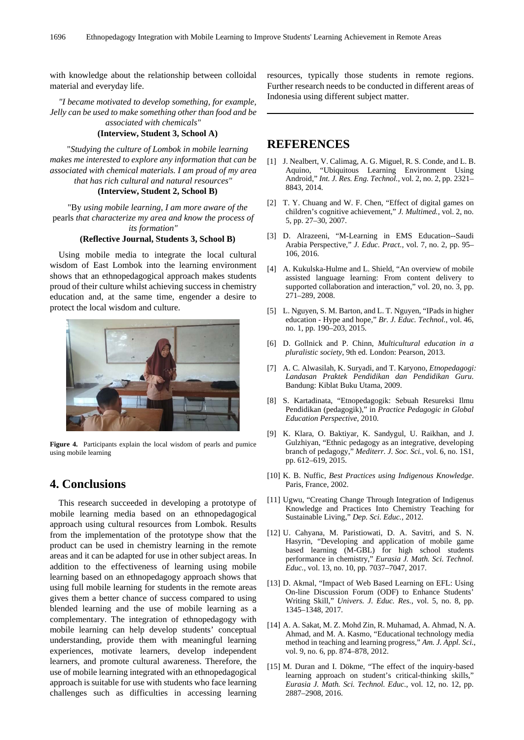with knowledge about the relationship between colloidal material and everyday life.

*"I became motivated to develop something, for example, Jelly can be used to make something other than food and be associated with chemicals"*

**(Interview, Student 3, School A)**

"*Studying the culture of Lombok in mobile learning makes me interested to explore any information that can be associated with chemical materials. I am proud of my area that has rich cultural and natural resources"*

**(Interview, Student 2, School B)**

"By *using mobile learning, I am more aware of the* pearls *that characterize my area and know the process of its formation"*

**(Reflective Journal, Students 3, School B)**

Using mobile media to integrate the local cultural wisdom of East Lombok into the learning environment shows that an ethnopedagogical approach makes students proud of their culture whilst achieving success in chemistry education and, at the same time, engender a desire to protect the local wisdom and culture.

**Figure 4.** Participants explain the local wisdom of pearls and pumice using mobile learning

## 4. Conclusions

This research succeeded in developing a prototype of mobile learning media based on an ethnopedagogical approach using cultural resources from Lombok. Results from the implementation of the prototype show that the product can be used in chemistry learning in the remote areas and it can be adapted for use in other subject areas. In addition to the effectiveness of learning using mobile learning based on an ethnopedagogy approach shows that using full mobile learning for students in the remote areas gives them a better chance of success compared to using blended learning and the use of mobile learning as a complementary. The integration of ethnopedagogy with mobile learning can help develop students' conceptual understanding, provide them with meaningful learning experiences, motivate learners, develop independent learners, and promote cultural awareness. Therefore, the use of mobile learning integrated with an ethnopedagogical approach is suitable for use with students who face learning challenges such as difficulties in accessing learning resources, typically those students in remote regions. Further research needs to be conducted in different areas of Indonesia using different subject matter.

## REFERENCES

[1] J. Nealbert, V. Calimag, A. G. Miguel, R. S. Conde, and L. B. Aquino, "Ubiquitous Learning Environment Using Android," *Int. J. Res. Eng. Technol.*, vol. 2, no. 2, pp. 2321–8843, 2014.

[2] T. Y. Chuang and W. F. Chen, "Effect of digital games on children's cognitive achievement," *J. Multimed.*, vol. 2, no. 5, pp. 27–30, 2007.

[3] D. Alrazeeni, "M-Learning in EMS Education--Saudi Arabia Perspective," *J. Educ. Pract.*, vol. 7, no. 2, pp. 95–106, 2016.

[4] A. Kukulska-Hulme and L. Shield, "An overview of mobile assisted language learning: From content delivery to supported collaboration and interaction," vol. 20, no. 3, pp. 271–289, 2008.

[5] L. Nguyen, S. M. Barton, and L. T. Nguyen, "IPads in higher education - Hype and hope," *Br. J. Educ. Technol.*, vol. 46, no. 1, pp. 190–203, 2015.

[6] D. Gollnick and P. Chinn, *Multicultural education in a pluralistic society*, 9th ed. London: Pearson, 2013.

[7] A. C. Alwasilah, K. Suryadi, and T. Karyono, *Etnopedagogi: Landasan Praktek Pendidikan dan Pendidikan Guru*. Bandung: Kiblat Buku Utama, 2009.

[8] S. Kartadinata, "Etnopedagogik: Sebuah Resureksi Ilmu Pendidikan (pedagogik)," in *Practice Pedagogic in Global Education Perspective*, 2010.

[9] K. Klara, O. Baktiyar, K. Sandygul, U. Raikhan, and J. Gulzhiyan, "Ethnic pedagogy as an integrative, developing branch of pedagogy," *Mediterr. J. Soc. Sci.*, vol. 6, no. 1S1, pp. 612–619, 2015.

[10] K. B. Nuffic, *Best Practices using Indigenous Knowledge*. Paris, France, 2002.

[11] Ugwu, "Creating Change Through Integration of Indigenus Knowledge and Practices Into Chemistry Teaching for Sustainable Living," *Dep. Sci. Educ.*, 2012.

[12] U. Cahyana, M. Paristiowati, D. A. Savitri, and S. N. Hasyrin, "Developing and application of mobile game based learning (M-GBL) for high school students performance in chemistry," *Eurasia J. Math. Sci. Technol. Educ.*, vol. 13, no. 10, pp. 7037–7047, 2017.

[13] D. Akmal, "Impact of Web Based Learning on EFL: Using On-line Discussion Forum (ODF) to Enhance Students' Writing Skill," *Univers. J. Educ. Res.*, vol. 5, no. 8, pp. 1345–1348, 2017.

[14] A. A. Sakat, M. Z. Mohd Zin, R. Muhamad, A. Ahmad, N. A. Ahmad, and M. A. Kasmo, "Educational technology media method in teaching and learning progress," *Am. J. Appl. Sci.*, vol. 9, no. 6, pp. 874–878, 2012.

[15] M. Duran and I. Dökme, "The effect of the inquiry-based learning approach on student's critical-thinking skills," *Eurasia J. Math. Sci. Technol. Educ.*, vol. 12, no. 12, pp. 2887–2908, 2016.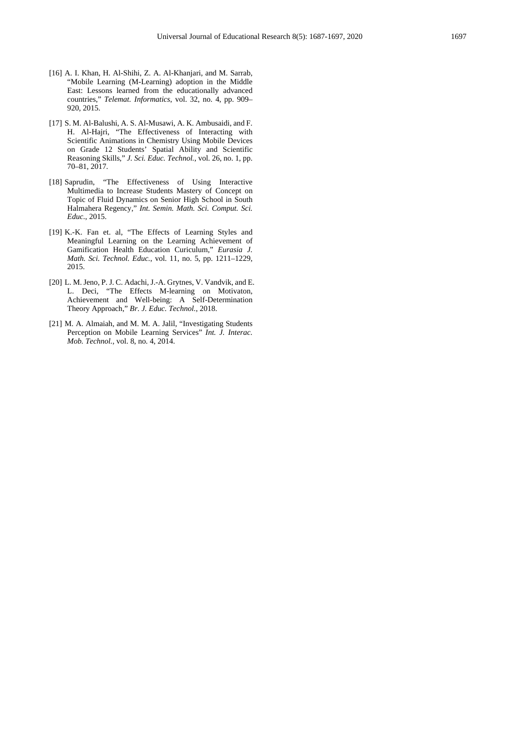[16] A. I. Khan, H. Al-Shihi, Z. A. Al-Khanjari, and M. Sarrab, "Mobile Learning (M-Learning) adoption in the Middle East: Lessons learned from the educationally advanced countries," *Telemat. Informatics*, vol. 32, no. 4, pp. 909–920, 2015.

[17] S. M. Al-Balushi, A. S. Al-Musawi, A. K. Ambusaidi, and F. H. Al-Hajri, "The Effectiveness of Interacting with Scientific Animations in Chemistry Using Mobile Devices on Grade 12 Students' Spatial Ability and Scientific Reasoning Skills," *J. Sci. Educ. Technol.*, vol. 26, no. 1, pp. 70–81, 2017.

[18] Saprudin, "The Effectiveness of Using Interactive Multimedia to Increase Students Mastery of Concept on Topic of Fluid Dynamics on Senior High School in South Halmahera Regency," *Int. Semin. Math. Sci. Comput. Sci. Educ.*, 2015.

[19] K.-K. Fan et. al, "The Effects of Learning Styles and Meaningful Learning on the Learning Achievement of Gamification Health Education Curiculum," *Eurasia J. Math. Sci. Technol. Educ.*, vol. 11, no. 5, pp. 1211–1229, 2015.

[20] L. M. Jeno, P. J. C. Adachi, J.-A. Grytnes, V. Vandvik, and E. L. Deci, "The Effects M-learning on Motivaton, Achievement and Well-being: A Self-Determination Theory Approach," *Br. J. Educ. Technol.*, 2018.

[21] M. A. Almaiah, and M. M. A. Jalil, "Investigating Students Perception on Mobile Learning Services" *Int. J. Interac. Mob. Technol.*, vol. 8, no. 4, 2014.